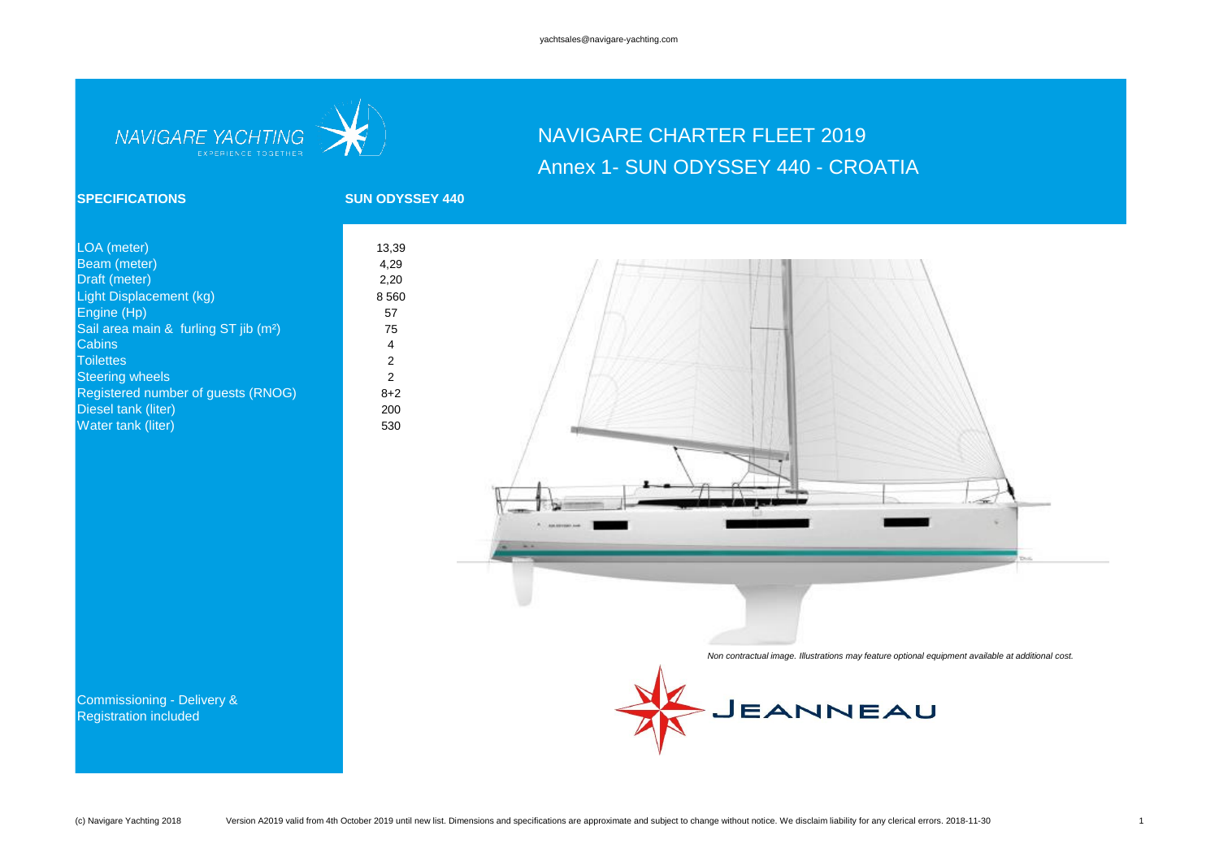yachtsales@navigare-yachting.com

NAVIGARE YACHTING
EXPERIENCE TOGETHER

# NAVIGARE CHARTER FLEET 2019
## Annex 1- SUN ODYSSEY 440 - CROATIA

| SPECIFICATIONS | SUN ODYSSEY 440 |
|---|---|
| LOA (meter) | 13,39 |
| Beam (meter) | 4,29 |
| Draft (meter) | 2,20 |
| Light Displacement (kg) | 8 560 |
| Engine (Hp) | 57 |
| Sail area main & furling ST jib (m²) | 75 |
| Cabins | 4 |
| Toilettes | 2 |
| Steering wheels | 2 |
| Registered number of guests (RNOG) | 8+2 |
| Diesel tank (liter) | 200 |
| Water tank (liter) | 530 |

*Non contractual image. Illustrations may feature optional equipment available at additional cost.*

Commissioning - Delivery & Registration included

JEANNEAU

(c) Navigare Yachting 2018 — Version A2019 valid from 4th October 2019 until new list. Dimensions and specifications are approximate and subject to change without notice. We disclaim liability for any clerical errors. 2018-11-30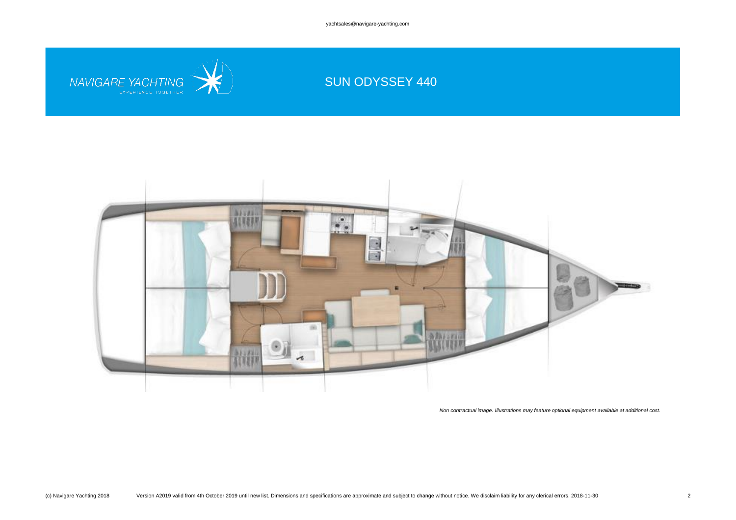# SUN ODYSSEY 440

*Non contractual image. Illustrations may feature optional equipment available at additional cost.*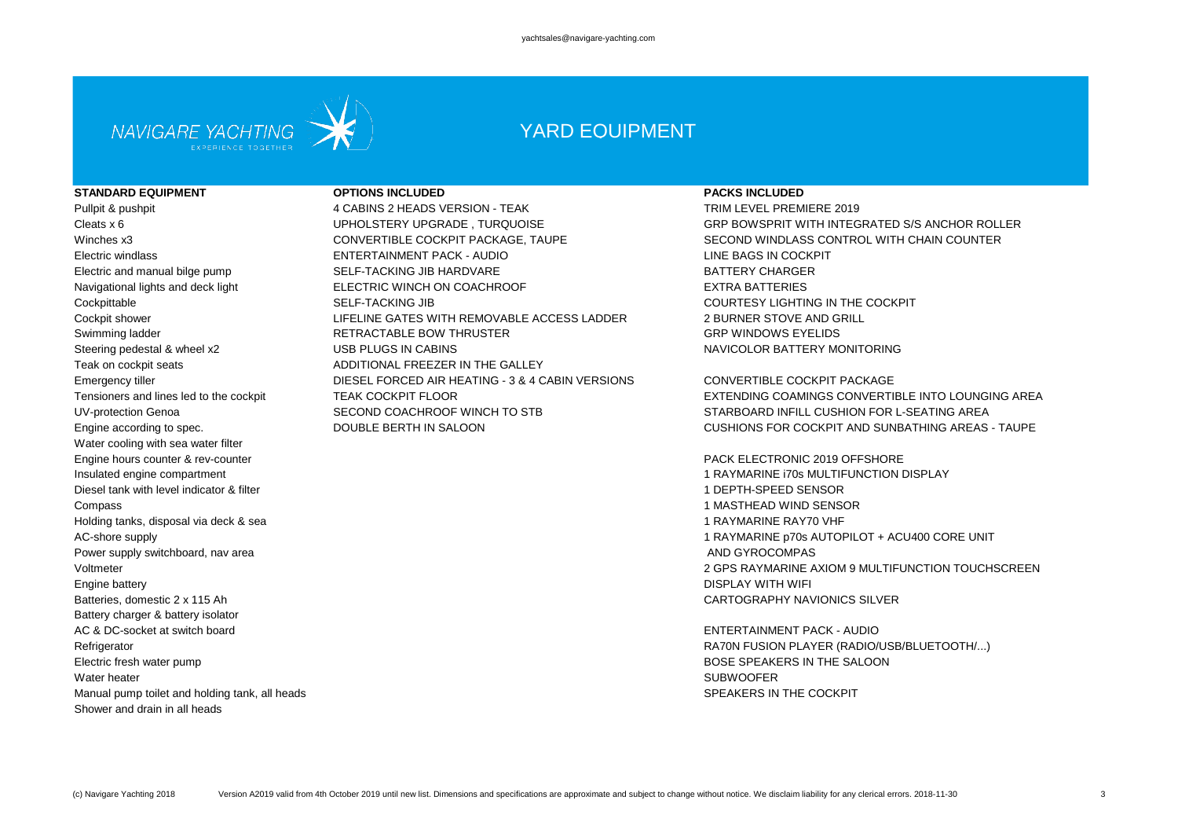NAVIGARE YACHTING

EXPERIENCE TOGETHER

# YARD EOUIPMENT

**STANDARD EQUIPMENT**

Pullpit & pushpit
Cleats x 6
Winches x3
Electric windlass
Electric and manual bilge pump
Navigational lights and deck light
Cockpittable
Cockpit shower
Swimming ladder
Steering pedestal & wheel x2
Teak on cockpit seats
Emergency tiller
Tensioners and lines led to the cockpit
UV-protection Genoa
Engine according to spec.
Water cooling with sea water filter
Engine hours counter & rev-counter
Insulated engine compartment
Diesel tank with level indicator & filter
Compass
Holding tanks, disposal via deck & sea
AC-shore supply
Power supply switchboard, nav area
Voltmeter
Engine battery
Batteries, domestic 2 x 115 Ah
Battery charger & battery isolator
AC & DC-socket at switch board
Refrigerator
Electric fresh water pump
Water heater
Manual pump toilet and holding tank, all heads
Shower and drain in all heads

**OPTIONS INCLUDED**

4 CABINS 2 HEADS VERSION - TEAK
UPHOLSTERY UPGRADE , TURQUOISE
CONVERTIBLE COCKPIT PACKAGE, TAUPE
ENTERTAINMENT PACK - AUDIO
SELF-TACKING JIB HARDVARE
ELECTRIC WINCH ON COACHROOF
SELF-TACKING JIB
LIFELINE GATES WITH REMOVABLE ACCESS LADDER
RETRACTABLE BOW THRUSTER
USB PLUGS IN CABINS
ADDITIONAL FREEZER IN THE GALLEY
DIESEL FORCED AIR HEATING - 3 & 4 CABIN VERSIONS
TEAK COCKPIT FLOOR
SECOND COACHROOF WINCH TO STB
DOUBLE BERTH IN SALOON

**PACKS INCLUDED**

TRIM LEVEL PREMIERE 2019
GRP BOWSPRIT WITH INTEGRATED S/S ANCHOR ROLLER
SECOND WINDLASS CONTROL WITH CHAIN COUNTER
LINE BAGS IN COCKPIT
BATTERY CHARGER
EXTRA BATTERIES
COURTESY LIGHTING IN THE COCKPIT
2 BURNER STOVE AND GRILL
GRP WINDOWS EYELIDS
NAVICOLOR BATTERY MONITORING

CONVERTIBLE COCKPIT PACKAGE
EXTENDING COAMINGS CONVERTIBLE INTO LOUNGING AREA
STARBOARD INFILL CUSHION FOR L-SEATING AREA
CUSHIONS FOR COCKPIT AND SUNBATHING AREAS - TAUPE

PACK ELECTRONIC 2019 OFFSHORE
1 RAYMARINE i70s MULTIFUNCTION DISPLAY
1 DEPTH-SPEED SENSOR
1 MASTHEAD WIND SENSOR
1 RAYMARINE RAY70 VHF
1 RAYMARINE p70s AUTOPILOT + ACU400 CORE UNIT
AND GYROCOMPAS
2 GPS RAYMARINE AXIOM 9 MULTIFUNCTION TOUCHSCREEN
DISPLAY WITH WIFI
CARTOGRAPHY NAVIONICS SILVER

ENTERTAINMENT PACK - AUDIO
RA70N FUSION PLAYER (RADIO/USB/BLUETOOTH/...)
BOSE SPEAKERS IN THE SALOON
SUBWOOFER
SPEAKERS IN THE COCKPIT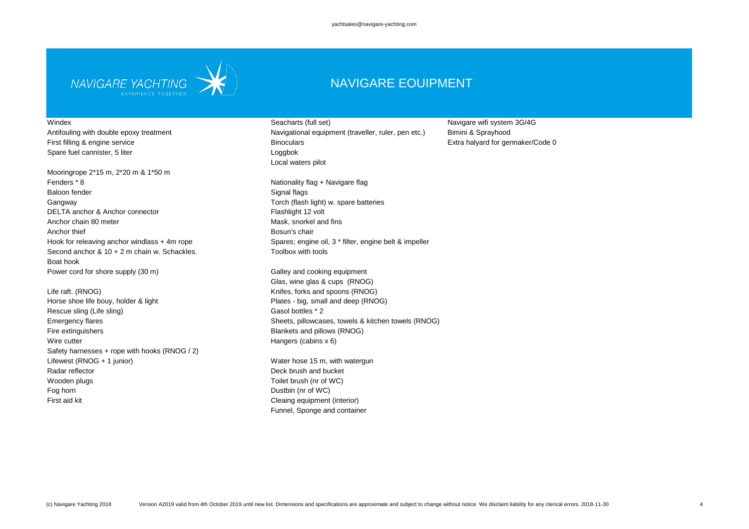NAVIGARE YACHTING
EXPERIENCE TOGETHER

# NAVIGARE EOUIPMENT

Windex
Antifouling with double epoxy treatment
First filling & engine service
Spare fuel cannister, 5 liter

Mooringrope 2*15 m, 2*20 m & 1*50 m
Fenders * 8
Baloon fender
Gangway
DELTA anchor & Anchor connector
Anchor chain 80 meter
Anchor thief
Hook for releaving anchor windlass + 4m rope
Second anchor & 10 + 2 m chain w. Schackles.
Boat hook
Power cord for shore supply (30 m)

Life raft. (RNOG)
Horse shoe life bouy, holder & light
Rescue sling (Life sling)
Emergency flares
Fire extinguishers
Wire cutter
Safety harnesses + rope with hooks (RNOG / 2)
Lifewest (RNOG + 1 junior)
Radar reflector
Wooden plugs
Fog horn
First aid kit

Seacharts (full set)
Navigational equipment (traveller, ruler, pen etc.)
Binoculars
Loggbok
Local waters pilot

Nationality flag + Navigare flag
Signal flags
Torch (flash light) w. spare batteries
Flashlight 12 volt
Mask, snorkel and fins
Bosun's chair
Spares; engine oil, 3 * filter, engine belt & impeller
Toolbox with tools

Galley and cooking equipment
Glas, wine glas & cups (RNOG)
Knifes, forks and spoons (RNOG)
Plates - big, small and deep (RNOG)
Gasol bottles * 2
Sheets, pillowcases, towels & kitchen towels (RNOG)
Blankets and pillows (RNOG)
Hangers (cabins x 6)

Water hose 15 m, with watergun
Deck brush and bucket
Toilet brush (nr of WC)
Dustbin (nr of WC)
Cleaing equipment (interior)
Funnel, Sponge and container

Navigare wifi system 3G/4G
Bimini & Sprayhood
Extra halyard for gennaker/Code 0

(c) Navigare Yachting 2018 Version A2019 valid from 4th October 2019 until new list. Dimensions and specifications are approximate and subject to change without notice. We disclaim liability for any clerical errors. 2018-11-30